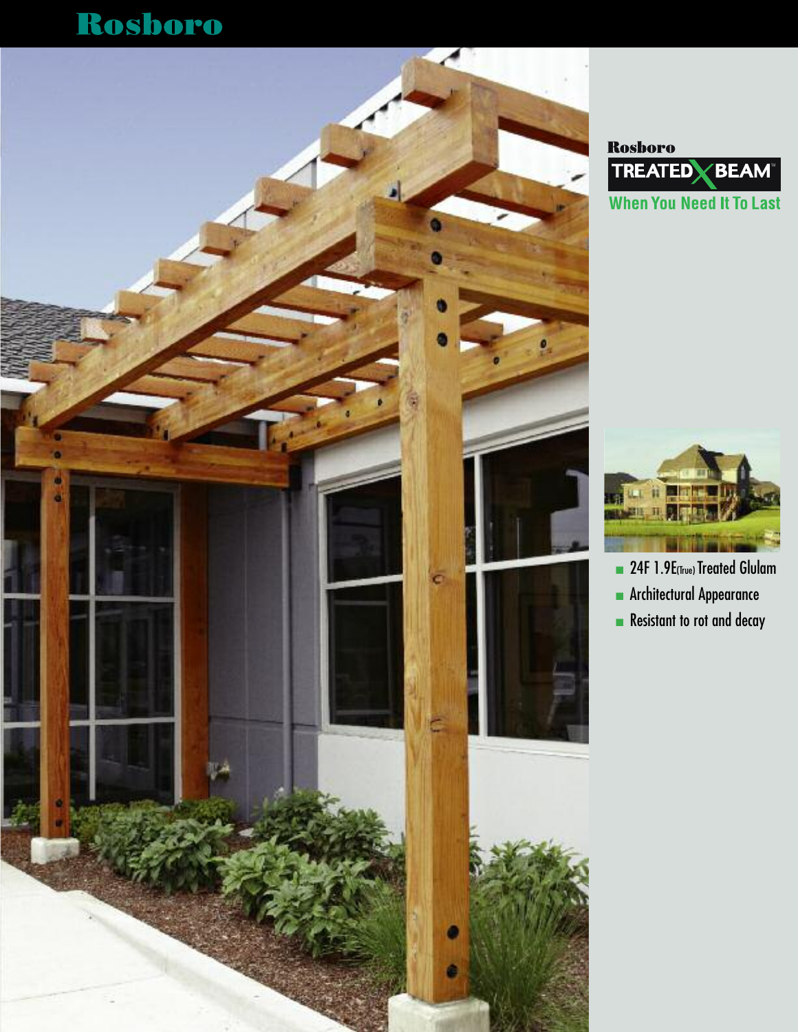# Rosboro

Rosboro

## TREATED X BEAM™

**When You Need It To Last**

- 24F 1.9E(True) Treated Glulam
- Architectural Appearance
- Resistant to rot and decay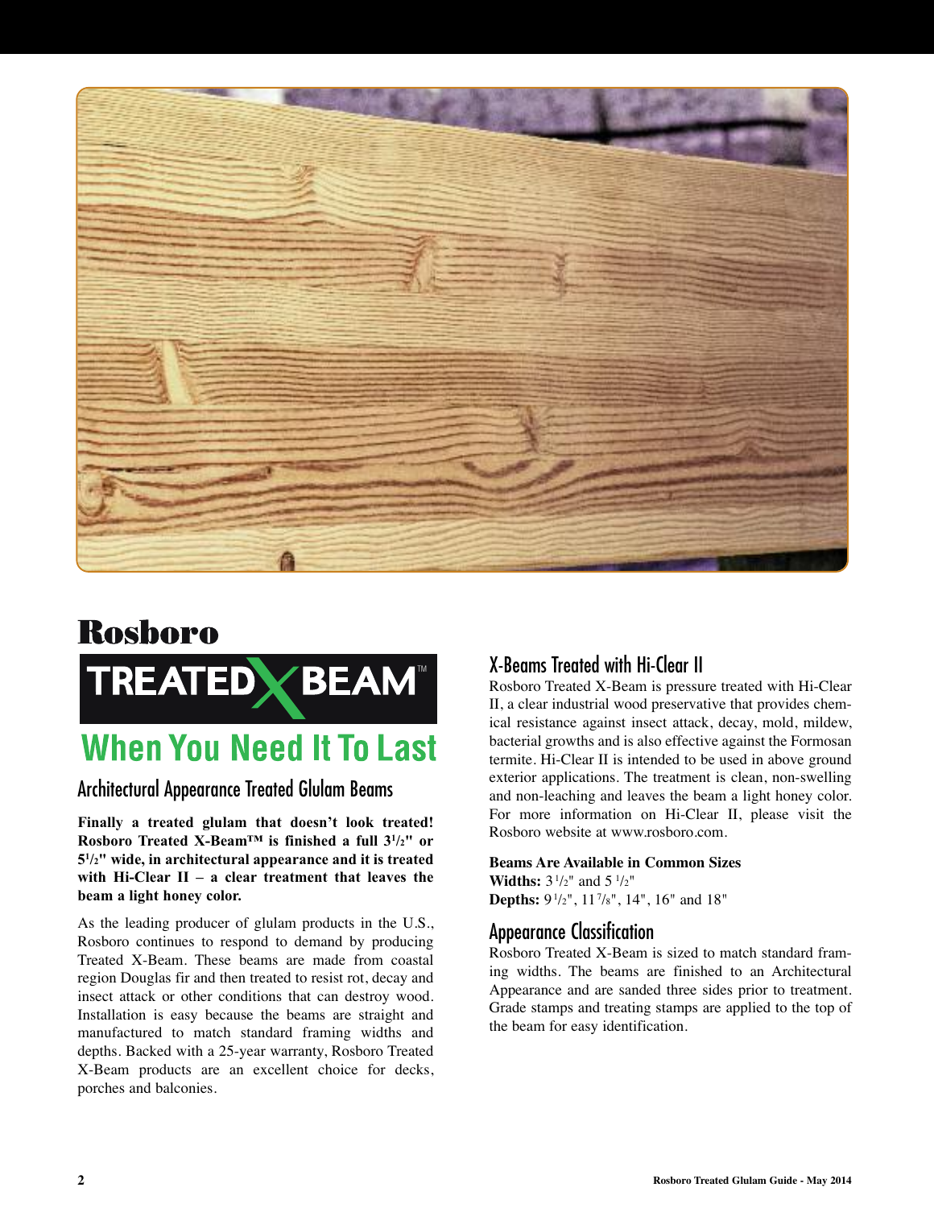# Rosboro

## TREATED X BEAM™

## When You Need It To Last

### Architectural Appearance Treated Glulam Beams

**Finally a treated glulam that doesn't look treated! Rosboro Treated X-Beam™ is finished a full 3½" or 5½" wide, in architectural appearance and it is treated with Hi-Clear II – a clear treatment that leaves the beam a light honey color.**

As the leading producer of glulam products in the U.S., Rosboro continues to respond to demand by producing Treated X-Beam. These beams are made from coastal region Douglas fir and then treated to resist rot, decay and insect attack or other conditions that can destroy wood. Installation is easy because the beams are straight and manufactured to match standard framing widths and depths. Backed with a 25-year warranty, Rosboro Treated X-Beam products are an excellent choice for decks, porches and balconies.

### X-Beams Treated with Hi-Clear II

Rosboro Treated X-Beam is pressure treated with Hi-Clear II, a clear industrial wood preservative that provides chemical resistance against insect attack, decay, mold, mildew, bacterial growths and is also effective against the Formosan termite. Hi-Clear II is intended to be used in above ground exterior applications. The treatment is clean, non-swelling and non-leaching and leaves the beam a light honey color. For more information on Hi-Clear II, please visit the Rosboro website at www.rosboro.com.

**Beams Are Available in Common Sizes**
**Widths:** 3½" and 5½"
**Depths:** 9½", 11⅞", 14", 16" and 18"

### Appearance Classification

Rosboro Treated X-Beam is sized to match standard framing widths. The beams are finished to an Architectural Appearance and are sanded three sides prior to treatment. Grade stamps and treating stamps are applied to the top of the beam for easy identification.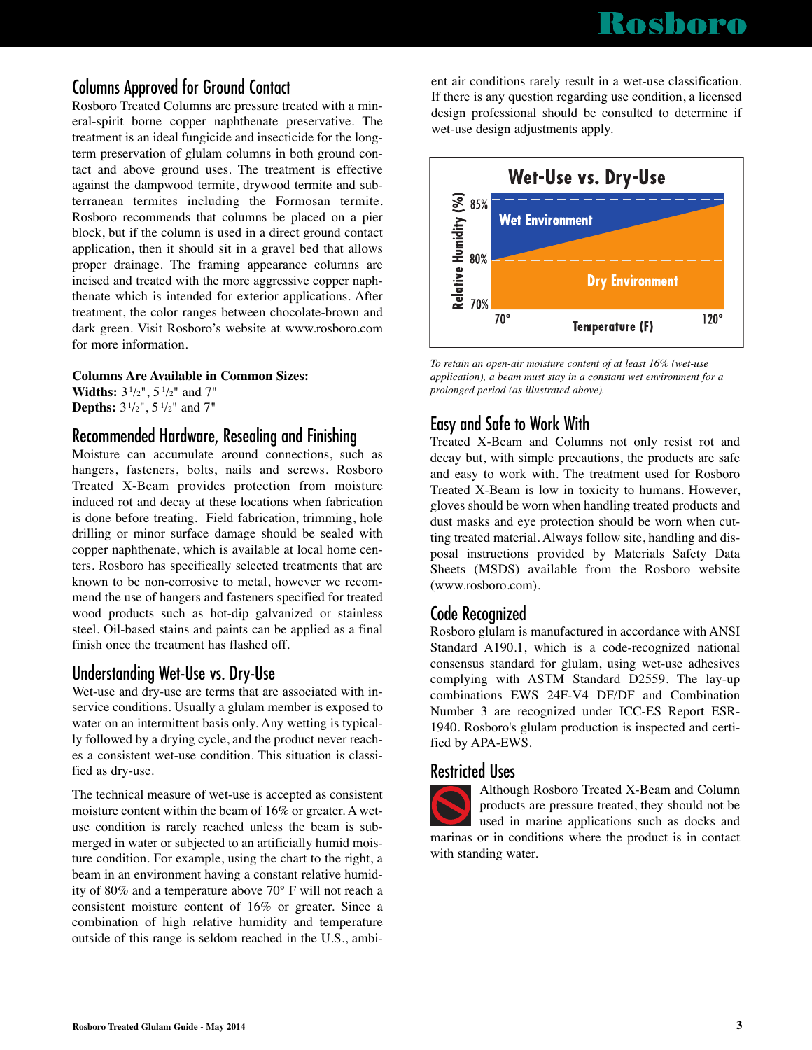## Columns Approved for Ground Contact

Rosboro Treated Columns are pressure treated with a mineral-spirit borne copper naphthenate preservative. The treatment is an ideal fungicide and insecticide for the long-term preservation of glulam columns in both ground contact and above ground uses. The treatment is effective against the dampwood termite, drywood termite and subterranean termites including the Formosan termite. Rosboro recommends that columns be placed on a pier block, but if the column is used in a direct ground contact application, then it should sit in a gravel bed that allows proper drainage. The framing appearance columns are incised and treated with the more aggressive copper naphthenate solution which is intended for exterior applications. After treatment, the color ranges between chocolate-brown and dark green. Visit Rosboro's website at www.rosboro.com for more information.

**Columns Are Available in Common Sizes:**
**Widths:** 3 1/2", 5 1/2" and 7"
**Depths:** 3 1/2", 5 1/2" and 7"

## Recommended Hardware, Resealing and Finishing

Moisture can accumulate around connections, such as hangers, fasteners, bolts, nails and screws. Rosboro Treated X-Beam provides protection from moisture induced rot and decay at these locations when fabrication is done before treating. Field fabrication, trimming, hole drilling or minor surface damage should be sealed with copper naphthenate, which is available at local home centers. Rosboro has specifically selected treatments that are known to be non-corrosive to metal, however we recommend the use of hangers and fasteners specified for treated wood products such as hot-dip galvanized or stainless steel. Oil-based stains and paints can be applied as a final finish once the treatment has flashed off.

## Understanding Wet-Use vs. Dry-Use

Wet-use and dry-use are terms that are associated with in-service conditions. Usually a glulam member is exposed to water on an intermittent basis only. Any wetting is typically followed by a drying cycle, and the product never reaches a consistent wet-use condition. This situation is classified as dry-use.

The technical measure of wet-use is accepted as consistent moisture content within the beam of 16% or greater. A wet-use condition is rarely reached unless the beam is submerged in water or subjected to an artificially humid moisture condition. For example, using the chart to the right, a beam in an environment having a constant relative humidity of 80% and a temperature above 70° F will not reach a consistent moisture content of 16% or greater. Since a combination of high relative humidity and temperature outside of this range is seldom reached in the U.S., ambient air conditions rarely result in a wet-use classification. If there is any question regarding use condition, a licensed design professional should be consulted to determine if wet-use design adjustments apply.

**Wet-Use vs. Dry-Use**

Relative Humidity (%): 70%, 80%, 85% — Temperature (F): 70°, 120° — Wet Environment / Dry Environment

*To retain an open-air moisture content of at least 16% (wet-use application), a beam must stay in a constant wet environment for a prolonged period (as illustrated above).*

## Easy and Safe to Work With

Treated X-Beam and Columns not only resist rot and decay but, with simple precautions, the products are safe and easy to work with. The treatment used for Rosboro Treated X-Beam is low in toxicity to humans. However, gloves should be worn when handling treated products and dust masks and eye protection should be worn when cutting treated material. Always follow site, handling and disposal instructions provided by Materials Safety Data Sheets (MSDS) available from the Rosboro website (www.rosboro.com).

## Code Recognized

Rosboro glulam is manufactured in accordance with ANSI Standard A190.1, which is a code-recognized national consensus standard for glulam, using wet-use adhesives complying with ASTM Standard D2559. The lay-up combinations EWS 24F-V4 DF/DF and Combination Number 3 are recognized under ICC-ES Report ESR-1940. Rosboro's glulam production is inspected and certified by APA-EWS.

## Restricted Uses

Although Rosboro Treated X-Beam and Column products are pressure treated, they should not be used in marine applications such as docks and marinas or in conditions where the product is in contact with standing water.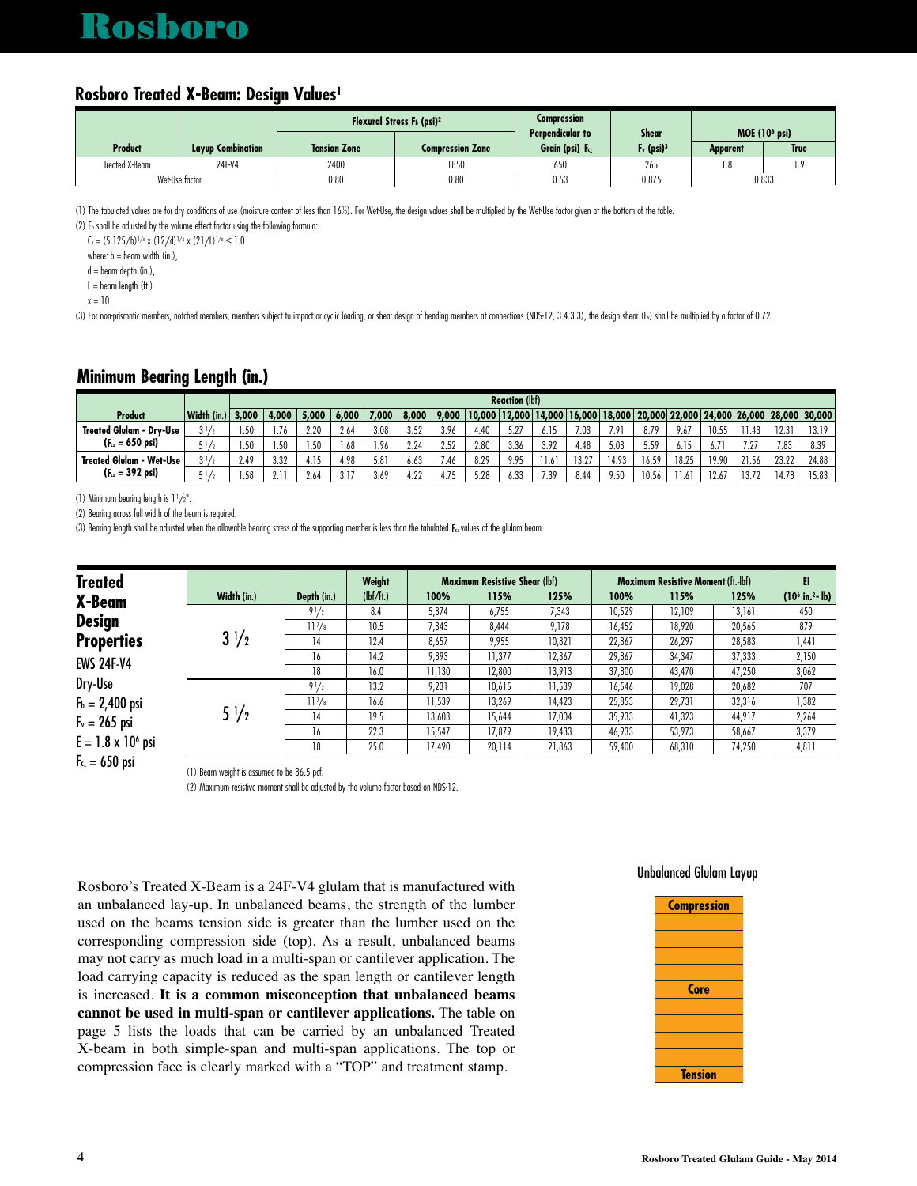## Rosboro Treated X-Beam: Design Values[1]

| Product | Layup Combination | Flexural Stress $F_b$ (psi)[2] | | Compression Perpendicular to Grain (psi) $F_{c\perp}$ | Shear $F_v$ (psi)[3] | MOE ($10^6$ psi) | |
|---|---|---|---|---|---|---|---|
| | | Tension Zone | Compression Zone | | | Apparent | True |
| Treated X-Beam | 24F-V4 | 2400 | 1850 | 650 | 265 | 1.8 | 1.9 |
| Wet-Use factor | | 0.80 | 0.80 | 0.53 | 0.875 | 0.833 | |

(1) The tabulated values are for dry conditions of use (moisture content of less than 16%). For Wet-Use, the design values shall be multiplied by the Wet-Use factor given at the bottom of the table.

(2) $F_b$ shall be adjusted by the volume effect factor using the following formula:

$C_v = (5.125/b)^{1/x} \times (12/d)^{1/x} \times (21/L)^{1/x} \leq 1.0$

where: b = beam width (in.),

d = beam depth (in.),

L = beam length (ft.)

x = 10

(3) For non-prismatic members, notched members, members subject to impact or cyclic loading, or shear design of bending members at connections (NDS-12, 3.4.3.3), the design shear ($F_v$) shall be multiplied by a factor of 0.72.

## Minimum Bearing Length (in.)

| Product | Width (in.) | Reaction (lbf) 3,000 | 4,000 | 5,000 | 6,000 | 7,000 | 8,000 | 9,000 | 10,000 | 12,000 | 14,000 | 16,000 | 18,000 | 20,000 | 22,000 | 24,000 | 26,000 | 28,000 | 30,000 |
|---|---|---|---|---|---|---|---|---|---|---|---|---|---|---|---|---|---|---|---|
| Treated Glulam - Dry-Use ($F_{c\perp}$ = 650 psi) | 3 1/2 | 1.50 | 1.76 | 2.20 | 2.64 | 3.08 | 3.52 | 3.96 | 4.40 | 5.27 | 6.15 | 7.03 | 7.91 | 8.79 | 9.67 | 10.55 | 11.43 | 12.31 | 13.19 |
| | 5 1/2 | 1.50 | 1.50 | 1.50 | 1.68 | 1.96 | 2.24 | 2.52 | 2.80 | 3.36 | 3.92 | 4.48 | 5.03 | 5.59 | 6.15 | 6.71 | 7.27 | 7.83 | 8.39 |
| Treated Glulam - Wet-Use ($F_{c\perp}$ = 392 psi) | 3 1/2 | 2.49 | 3.32 | 4.15 | 4.98 | 5.81 | 6.63 | 7.46 | 8.29 | 9.95 | 11.61 | 13.27 | 14.93 | 16.59 | 18.25 | 19.90 | 21.56 | 23.22 | 24.88 |
| | 5 1/2 | 1.58 | 2.11 | 2.64 | 3.17 | 3.69 | 4.22 | 4.75 | 5.28 | 6.33 | 7.39 | 8.44 | 9.50 | 10.56 | 11.61 | 12.67 | 13.72 | 14.78 | 15.83 |

(1) Minimum bearing length is 1 1/2".

(2) Bearing across full width of the beam is required.

(3) Bearing length shall be adjusted when the allowable bearing stress of the supporting member is less than the tabulated $F_{c\perp}$ values of the glulam beam.

## Treated X-Beam Design Properties

EWS 24F-V4

Dry-Use

$F_b$ = 2,400 psi

$F_v$ = 265 psi

E = 1.8 x $10^6$ psi

$F_{c\perp}$ = 650 psi

| Width (in.) | Depth (in.) | Weight (lbf/ft.) | Maximum Resistive Shear (lbf) 100% | 115% | 125% | Maximum Resistive Moment (ft.-lbf) 100% | 115% | 125% | EI ($10^6$ in.²- lb) |
|---|---|---|---|---|---|---|---|---|---|
| 3 1/2 | 9 1/2 | 8.4 | 5,874 | 6,755 | 7,343 | 10,529 | 12,109 | 13,161 | 450 |
| | 11 7/8 | 10.5 | 7,343 | 8,444 | 9,178 | 16,452 | 18,920 | 20,565 | 879 |
| | 14 | 12.4 | 8,657 | 9,955 | 10,821 | 22,867 | 26,297 | 28,583 | 1,441 |
| | 16 | 14.2 | 9,893 | 11,377 | 12,367 | 29,867 | 34,347 | 37,333 | 2,150 |
| | 18 | 16.0 | 11,130 | 12,800 | 13,913 | 37,800 | 43,470 | 47,250 | 3,062 |
| 5 1/2 | 9 1/2 | 13.2 | 9,231 | 10,615 | 11,539 | 16,546 | 19,028 | 20,682 | 707 |
| | 11 7/8 | 16.6 | 11,539 | 13,269 | 14,423 | 25,853 | 29,731 | 32,316 | 1,382 |
| | 14 | 19.5 | 13,603 | 15,644 | 17,004 | 35,933 | 41,323 | 44,917 | 2,264 |
| | 16 | 22.3 | 15,547 | 17,879 | 19,433 | 46,933 | 53,973 | 58,667 | 3,379 |
| | 18 | 25.0 | 17,490 | 20,114 | 21,863 | 59,400 | 68,310 | 74,250 | 4,811 |

(1) Beam weight is assumed to be 36.5 pcf.

(2) Maximum resistive moment shall be adjusted by the volume factor based on NDS-12.

Rosboro's Treated X-Beam is a 24F-V4 glulam that is manufactured with an unbalanced lay-up. In unbalanced beams, the strength of the lumber used on the beams tension side is greater than the lumber used on the corresponding compression side (top). As a result, unbalanced beams may not carry as much load in a multi-span or cantilever application. The load carrying capacity is reduced as the span length or cantilever length is increased. **It is a common misconception that unbalanced beams cannot be used in multi-span or cantilever applications.** The table on page 5 lists the loads that can be carried by an unbalanced Treated X-beam in both simple-span and multi-span applications. The top or compression face is clearly marked with a "TOP" and treatment stamp.

Unbalanced Glulam Layup

Compression

Core

Tension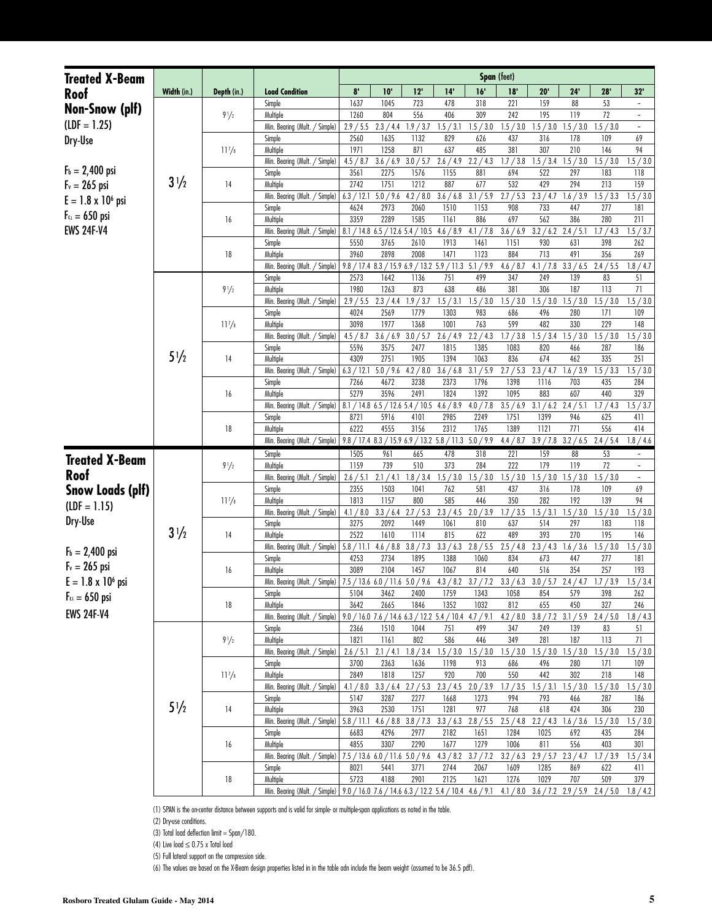## Treated X-Beam Roof Non-Snow (plf)

(LDF = 1.25)

Dry-Use

$F_b$ = 2,400 psi
$F_v$ = 265 psi
E = 1.8 x $10^6$ psi
$F_{c\perp}$ = 650 psi
EWS 24F-V4

| Width (in.) | Depth (in.) | Load Condition | 8' | 10' | 12' | 14' | 16' | 18' | 20' | 24' | 28' | 32' |
|---|---|---|---|---|---|---|---|---|---|---|---|---|
| 3½ | 9½ | Simple | 1637 | 1045 | 723 | 478 | 318 | 221 | 159 | 88 | 53 | – |
| | | Multiple | 1260 | 804 | 556 | 406 | 309 | 242 | 195 | 119 | 72 | – |
| | | Min. Bearing (Mult. / Simple) | 2.9 / 5.5 | 2.3 / 4.4 | 1.9 / 3.7 | 1.5 / 3.1 | 1.5 / 3.0 | 1.5 / 3.0 | 1.5 / 3.0 | 1.5 / 3.0 | 1.5 / 3.0 | – |
| | 11⅞ | Simple | 2560 | 1635 | 1132 | 829 | 626 | 437 | 316 | 178 | 109 | 69 |
| | | Multiple | 1971 | 1258 | 871 | 637 | 485 | 381 | 307 | 210 | 146 | 94 |
| | | Min. Bearing (Mult. / Simple) | 4.5 / 8.7 | 3.6 / 6.9 | 3.0 / 5.7 | 2.6 / 4.9 | 2.2 / 4.3 | 1.7 / 3.8 | 1.5 / 3.4 | 1.5 / 3.0 | 1.5 / 3.0 | 1.5 / 3.0 |
| | 14 | Simple | 3561 | 2275 | 1576 | 1155 | 881 | 694 | 522 | 297 | 183 | 118 |
| | | Multiple | 2742 | 1751 | 1212 | 887 | 677 | 532 | 429 | 294 | 213 | 159 |
| | | Min. Bearing (Mult. / Simple) | 6.3 / 12.1 | 5.0 / 9.6 | 4.2 / 8.0 | 3.6 / 6.8 | 3.1 / 5.9 | 2.7 / 5.3 | 2.3 / 4.7 | 1.6 / 3.9 | 1.5 / 3.3 | 1.5 / 3.0 |
| | 16 | Simple | 4624 | 2973 | 2060 | 1510 | 1153 | 908 | 733 | 447 | 277 | 181 |
| | | Multiple | 3359 | 2289 | 1585 | 1161 | 886 | 697 | 562 | 386 | 280 | 211 |
| | | Min. Bearing (Mult. / Simple) | 8.1 / 14.8 | 6.5 / 12.6 | 5.4 / 10.5 | 4.6 / 8.9 | 4.1 / 7.8 | 3.6 / 6.9 | 3.2 / 6.2 | 2.4 / 5.1 | 1.7 / 4.3 | 1.5 / 3.7 |
| | 18 | Simple | 5550 | 3765 | 2610 | 1913 | 1461 | 1151 | 930 | 631 | 398 | 262 |
| | | Multiple | 3960 | 2898 | 2008 | 1471 | 1123 | 884 | 713 | 491 | 356 | 269 |
| | | Min. Bearing (Mult. / Simple) | 9.8 / 17.4 | 8.3 / 15.9 | 6.9 / 13.2 | 5.9 / 11.3 | 5.1 / 9.9 | 4.6 / 8.7 | 4.1 / 7.8 | 3.3 / 6.5 | 2.4 / 5.5 | 1.8 / 4.7 |
| 5½ | 9½ | Simple | 2573 | 1642 | 1136 | 751 | 499 | 347 | 249 | 139 | 83 | 51 |
| | | Multiple | 1980 | 1263 | 873 | 638 | 486 | 381 | 306 | 187 | 113 | 71 |
| | | Min. Bearing (Mult. / Simple) | 2.9 / 5.5 | 2.3 / 4.4 | 1.9 / 3.7 | 1.5 / 3.1 | 1.5 / 3.0 | 1.5 / 3.0 | 1.5 / 3.0 | 1.5 / 3.0 | 1.5 / 3.0 | 1.5 / 3.0 |
| | 11⅞ | Simple | 4024 | 2569 | 1779 | 1303 | 983 | 686 | 496 | 280 | 171 | 109 |
| | | Multiple | 3098 | 1977 | 1368 | 1001 | 763 | 599 | 482 | 330 | 229 | 148 |
| | | Min. Bearing (Mult. / Simple) | 4.5 / 8.7 | 3.6 / 6.9 | 3.0 / 5.7 | 2.6 / 4.9 | 2.2 / 4.3 | 1.7 / 3.8 | 1.5 / 3.4 | 1.5 / 3.0 | 1.5 / 3.0 | 1.5 / 3.0 |
| | 14 | Simple | 5596 | 3575 | 2477 | 1815 | 1385 | 1083 | 820 | 466 | 287 | 186 |
| | | Multiple | 4309 | 2751 | 1905 | 1394 | 1063 | 836 | 674 | 462 | 335 | 251 |
| | | Min. Bearing (Mult. / Simple) | 6.3 / 12.1 | 5.0 / 9.6 | 4.2 / 8.0 | 3.6 / 6.8 | 3.1 / 5.9 | 2.7 / 5.3 | 2.3 / 4.7 | 1.6 / 3.9 | 1.5 / 3.3 | 1.5 / 3.0 |
| | 16 | Simple | 7266 | 4672 | 3238 | 2373 | 1796 | 1398 | 1116 | 703 | 435 | 284 |
| | | Multiple | 5279 | 3596 | 2491 | 1824 | 1392 | 1095 | 883 | 607 | 440 | 329 |
| | | Min. Bearing (Mult. / Simple) | 8.1 / 14.8 | 6.5 / 12.6 | 5.4 / 10.5 | 4.6 / 8.9 | 4.0 / 7.8 | 3.5 / 6.9 | 3.1 / 6.2 | 2.4 / 5.1 | 1.7 / 4.3 | 1.5 / 3.7 |
| | 18 | Simple | 8721 | 5916 | 4101 | 2985 | 2249 | 1751 | 1399 | 946 | 625 | 411 |
| | | Multiple | 6222 | 4555 | 3156 | 2312 | 1765 | 1389 | 1121 | 771 | 556 | 414 |
| | | Min. Bearing (Mult. / Simple) | 9.8 / 17.4 | 8.3 / 15.9 | 6.9 / 13.2 | 5.8 / 11.3 | 5.0 / 9.9 | 4.4 / 8.7 | 3.9 / 7.8 | 3.2 / 6.5 | 2.4 / 5.4 | 1.8 / 4.6 |

## Treated X-Beam Roof Snow Loads (plf)

(LDF = 1.15)

Dry-Use

$F_b$ = 2,400 psi
$F_v$ = 265 psi
E = 1.8 x $10^6$ psi
$F_{c\perp}$ = 650 psi
EWS 24F-V4

| Width (in.) | Depth (in.) | Load Condition | 8' | 10' | 12' | 14' | 16' | 18' | 20' | 24' | 28' | 32' |
|---|---|---|---|---|---|---|---|---|---|---|---|---|
| 3½ | 9½ | Simple | 1505 | 961 | 665 | 478 | 318 | 221 | 159 | 88 | 53 | – |
| | | Multiple | 1159 | 739 | 510 | 373 | 284 | 222 | 179 | 119 | 72 | – |
| | | Min. Bearing (Mult. / Simple) | 2.6 / 5.1 | 2.1 / 4.1 | 1.8 / 3.4 | 1.5 / 3.0 | 1.5 / 3.0 | 1.5 / 3.0 | 1.5 / 3.0 | 1.5 / 3.0 | 1.5 / 3.0 | – |
| | 11⅞ | Simple | 2355 | 1503 | 1041 | 762 | 581 | 437 | 316 | 178 | 109 | 69 |
| | | Multiple | 1813 | 1157 | 800 | 585 | 446 | 350 | 282 | 192 | 139 | 94 |
| | | Min. Bearing (Mult. / Simple) | 4.1 / 8.0 | 3.3 / 6.4 | 2.7 / 5.3 | 2.3 / 4.5 | 2.0 / 3.9 | 1.7 / 3.5 | 1.5 / 3.1 | 1.5 / 3.0 | 1.5 / 3.0 | 1.5 / 3.0 |
| | 14 | Simple | 3275 | 2092 | 1449 | 1061 | 810 | 637 | 514 | 297 | 183 | 118 |
| | | Multiple | 2522 | 1610 | 1114 | 815 | 622 | 489 | 393 | 270 | 195 | 146 |
| | | Min. Bearing (Mult. / Simple) | 5.8 / 11.1 | 4.6 / 8.8 | 3.8 / 7.3 | 3.3 / 6.3 | 2.8 / 5.5 | 2.5 / 4.8 | 2.3 / 4.3 | 1.6 / 3.6 | 1.5 / 3.0 | 1.5 / 3.0 |
| | 16 | Simple | 4253 | 2734 | 1895 | 1388 | 1060 | 834 | 673 | 447 | 277 | 181 |
| | | Multiple | 3089 | 2104 | 1457 | 1067 | 814 | 640 | 516 | 354 | 257 | 193 |
| | | Min. Bearing (Mult. / Simple) | 7.5 / 13.6 | 6.0 / 11.6 | 5.0 / 9.6 | 4.3 / 8.2 | 3.7 / 7.2 | 3.3 / 6.3 | 3.0 / 5.7 | 2.4 / 4.7 | 1.7 / 3.9 | 1.5 / 3.4 |
| | 18 | Simple | 5104 | 3462 | 2400 | 1759 | 1343 | 1058 | 854 | 579 | 398 | 262 |
| | | Multiple | 3642 | 2665 | 1846 | 1352 | 1032 | 812 | 655 | 450 | 327 | 246 |
| | | Min. Bearing (Mult. / Simple) | 9.0 / 16.0 | 7.6 / 14.6 | 6.3 / 12.2 | 5.4 / 10.4 | 4.7 / 9.1 | 4.2 / 8.0 | 3.8 / 7.2 | 3.1 / 5.9 | 2.4 / 5.0 | 1.8 / 4.3 |
| 5½ | 9½ | Simple | 2366 | 1510 | 1044 | 751 | 499 | 347 | 249 | 139 | 83 | 51 |
| | | Multiple | 1821 | 1161 | 802 | 586 | 446 | 349 | 281 | 187 | 113 | 71 |
| | | Min. Bearing (Mult. / Simple) | 2.6 / 5.1 | 2.1 / 4.1 | 1.8 / 3.4 | 1.5 / 3.0 | 1.5 / 3.0 | 1.5 / 3.0 | 1.5 / 3.0 | 1.5 / 3.0 | 1.5 / 3.0 | 1.5 / 3.0 |
| | 11⅞ | Simple | 3700 | 2363 | 1636 | 1198 | 913 | 686 | 496 | 280 | 171 | 109 |
| | | Multiple | 2849 | 1818 | 1257 | 920 | 700 | 550 | 442 | 302 | 218 | 148 |
| | | Min. Bearing (Mult. / Simple) | 4.1 / 8.0 | 3.3 / 6.4 | 2.7 / 5.3 | 2.3 / 4.5 | 2.0 / 3.9 | 1.7 / 3.5 | 1.5 / 3.1 | 1.5 / 3.0 | 1.5 / 3.0 | 1.5 / 3.0 |
| | 14 | Simple | 5147 | 3287 | 2277 | 1668 | 1273 | 994 | 793 | 466 | 287 | 186 |
| | | Multiple | 3963 | 2530 | 1751 | 1281 | 977 | 768 | 618 | 424 | 306 | 230 |
| | | Min. Bearing (Mult. / Simple) | 5.8 / 11.1 | 4.6 / 8.8 | 3.8 / 7.3 | 3.3 / 6.3 | 2.8 / 5.5 | 2.5 / 4.8 | 2.2 / 4.3 | 1.6 / 3.6 | 1.5 / 3.0 | 1.5 / 3.0 |
| | 16 | Simple | 6683 | 4296 | 2977 | 2182 | 1651 | 1284 | 1025 | 692 | 435 | 284 |
| | | Multiple | 4855 | 3307 | 2290 | 1677 | 1279 | 1006 | 811 | 556 | 403 | 301 |
| | | Min. Bearing (Mult. / Simple) | 7.5 / 13.6 | 6.0 / 11.6 | 5.0 / 9.6 | 4.3 / 8.2 | 3.7 / 7.2 | 3.2 / 6.3 | 2.9 / 5.7 | 2.3 / 4.7 | 1.7 / 3.9 | 1.5 / 3.4 |
| | 18 | Simple | 8021 | 5441 | 3771 | 2744 | 2067 | 1609 | 1285 | 869 | 622 | 411 |
| | | Multiple | 5723 | 4188 | 2901 | 2125 | 1621 | 1276 | 1029 | 707 | 509 | 379 |
| | | Min. Bearing (Mult. / Simple) | 9.0 / 16.0 | 7.6 / 14.6 | 6.3 / 12.2 | 5.4 / 10.4 | 4.6 / 9.1 | 4.1 / 8.0 | 3.6 / 7.2 | 2.9 / 5.9 | 2.4 / 5.0 | 1.8 / 4.2 |

(1) SPAN is the on-center distance between supports and is valid for simple- or multiple-span applications as noted in the table.
(2) Dry-use conditions.
(3) Total load deflection limit = Span/180.
(4) Live load ≤ 0.75 x Total load
(5) Full lateral support on the compression side.
(6) The values are based on the X-Beam design properties listed in in the table adn include the beam weight (assumed to be 36.5 pdf).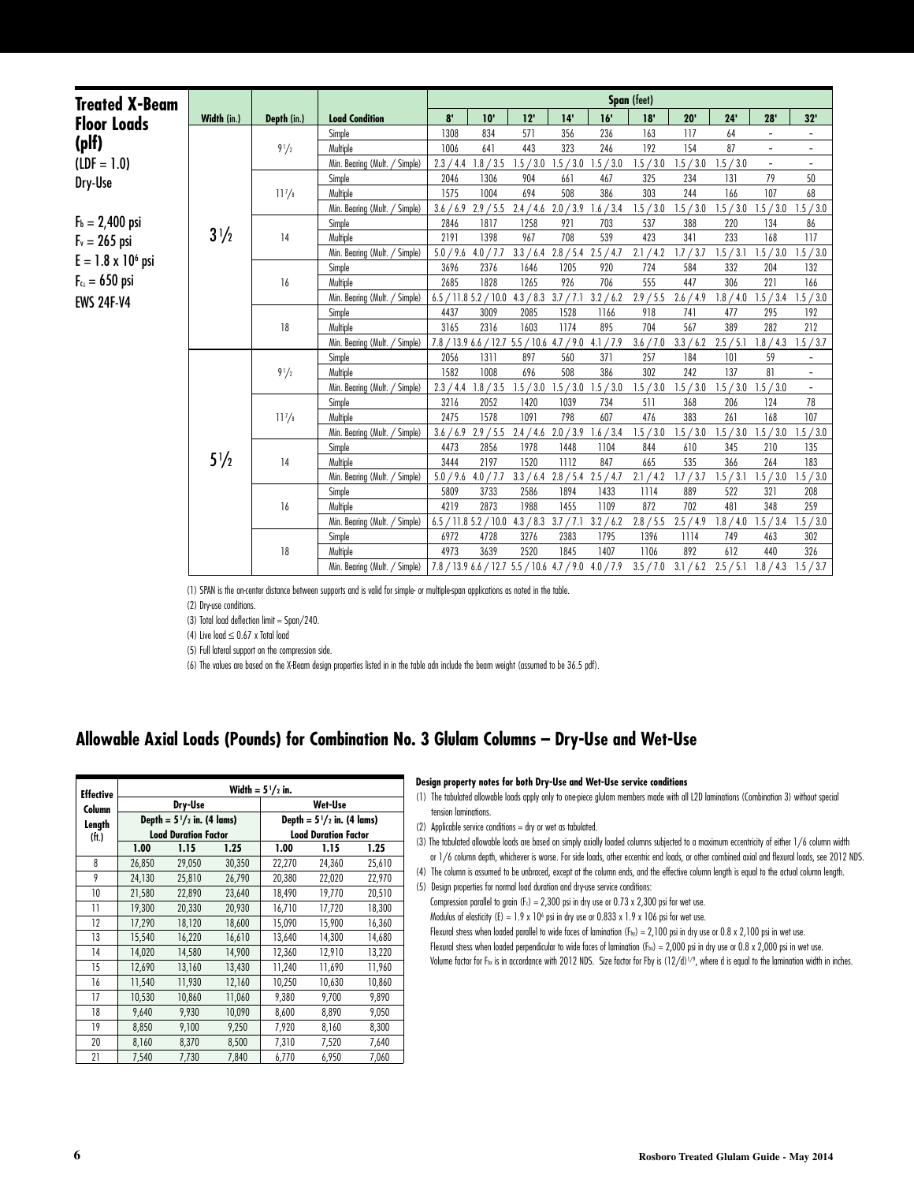## Treated X-Beam Floor Loads (plf)

(LDF = 1.0)
Dry-Use

$F_b$ = 2,400 psi
$F_v$ = 265 psi
E = 1.8 x $10^6$ psi
$F_{c\perp}$ = 650 psi
EWS 24F-V4

| Width (in.) | Depth (in.) | Load Condition | Span (feet) 8' | 10' | 12' | 14' | 16' | 18' | 20' | 24' | 28' | 32' |
|---|---|---|---|---|---|---|---|---|---|---|---|---|
| 3½ | 9½ | Simple | 1308 | 834 | 571 | 356 | 236 | 163 | 117 | 64 | – | – |
| | | Multiple | 1006 | 641 | 443 | 323 | 246 | 192 | 154 | 87 | – | – |
| | | Min. Bearing (Mult. / Simple) | 2.3 / 4.4 | 1.8 / 3.5 | 1.5 / 3.0 | 1.5 / 3.0 | 1.5 / 3.0 | 1.5 / 3.0 | 1.5 / 3.0 | 1.5 / 3.0 | – | – |
| | 11⅞ | Simple | 2046 | 1306 | 904 | 661 | 467 | 325 | 234 | 131 | 79 | 50 |
| | | Multiple | 1575 | 1004 | 694 | 508 | 386 | 303 | 244 | 166 | 107 | 68 |
| | | Min. Bearing (Mult. / Simple) | 3.6 / 6.9 | 2.9 / 5.5 | 2.4 / 4.6 | 2.0 / 3.9 | 1.6 / 3.4 | 1.5 / 3.0 | 1.5 / 3.0 | 1.5 / 3.0 | 1.5 / 3.0 | 1.5 / 3.0 |
| | 14 | Simple | 2846 | 1817 | 1258 | 921 | 703 | 537 | 388 | 220 | 134 | 86 |
| | | Multiple | 2191 | 1398 | 967 | 708 | 539 | 423 | 341 | 233 | 168 | 117 |
| | | Min. Bearing (Mult. / Simple) | 5.0 / 9.6 | 4.0 / 7.7 | 3.3 / 6.4 | 2.8 / 5.4 | 2.5 / 4.7 | 2.1 / 4.2 | 1.7 / 3.7 | 1.5 / 3.1 | 1.5 / 3.0 | 1.5 / 3.0 |
| | 16 | Simple | 3696 | 2376 | 1646 | 1205 | 920 | 724 | 584 | 332 | 204 | 132 |
| | | Multiple | 2685 | 1828 | 1265 | 926 | 706 | 555 | 447 | 306 | 221 | 166 |
| | | Min. Bearing (Mult. / Simple) | 6.5 / 11.8 | 5.2 / 10.0 | 4.3 / 8.3 | 3.7 / 7.1 | 3.2 / 6.2 | 2.9 / 5.5 | 2.6 / 4.9 | 1.8 / 4.0 | 1.5 / 3.4 | 1.5 / 3.0 |
| | 18 | Simple | 4437 | 3009 | 2085 | 1528 | 1166 | 918 | 741 | 477 | 295 | 192 |
| | | Multiple | 3165 | 2316 | 1603 | 1174 | 895 | 704 | 567 | 389 | 282 | 212 |
| | | Min. Bearing (Mult. / Simple) | 7.8 / 13.9 | 6.6 / 12.7 | 5.5 / 10.6 | 4.7 / 9.0 | 4.1 / 7.9 | 3.6 / 7.0 | 3.3 / 6.2 | 2.5 / 5.1 | 1.8 / 4.3 | 1.5 / 3.7 |
| 5½ | 9½ | Simple | 2056 | 1311 | 897 | 560 | 371 | 257 | 184 | 101 | 59 | – |
| | | Multiple | 1582 | 1008 | 696 | 508 | 386 | 302 | 242 | 137 | 81 | – |
| | | Min. Bearing (Mult. / Simple) | 2.3 / 4.4 | 1.8 / 3.5 | 1.5 / 3.0 | 1.5 / 3.0 | 1.5 / 3.0 | 1.5 / 3.0 | 1.5 / 3.0 | 1.5 / 3.0 | 1.5 / 3.0 | – |
| | 11⅞ | Simple | 3216 | 2052 | 1420 | 1039 | 734 | 511 | 368 | 206 | 124 | 78 |
| | | Multiple | 2475 | 1578 | 1091 | 798 | 607 | 476 | 383 | 261 | 168 | 107 |
| | | Min. Bearing (Mult. / Simple) | 3.6 / 6.9 | 2.9 / 5.5 | 2.4 / 4.6 | 2.0 / 3.9 | 1.6 / 3.4 | 1.5 / 3.0 | 1.5 / 3.0 | 1.5 / 3.0 | 1.5 / 3.0 | 1.5 / 3.0 |
| | 14 | Simple | 4473 | 2856 | 1978 | 1448 | 1104 | 844 | 610 | 345 | 210 | 135 |
| | | Multiple | 3444 | 2197 | 1520 | 1112 | 847 | 665 | 535 | 366 | 264 | 183 |
| | | Min. Bearing (Mult. / Simple) | 5.0 / 9.6 | 4.0 / 7.7 | 3.3 / 6.4 | 2.8 / 5.4 | 2.5 / 4.7 | 2.1 / 4.2 | 1.7 / 3.7 | 1.5 / 3.1 | 1.5 / 3.0 | 1.5 / 3.0 |
| | 16 | Simple | 5809 | 3733 | 2586 | 1894 | 1433 | 1114 | 889 | 522 | 321 | 208 |
| | | Multiple | 4219 | 2873 | 1988 | 1455 | 1109 | 872 | 702 | 481 | 348 | 259 |
| | | Min. Bearing (Mult. / Simple) | 6.5 / 11.8 | 5.2 / 10.0 | 4.3 / 8.3 | 3.7 / 7.1 | 3.2 / 6.2 | 2.8 / 5.5 | 2.5 / 4.9 | 1.8 / 4.0 | 1.5 / 3.4 | 1.5 / 3.0 |
| | 18 | Simple | 6972 | 4728 | 3276 | 2383 | 1795 | 1396 | 1114 | 749 | 463 | 302 |
| | | Multiple | 4973 | 3639 | 2520 | 1845 | 1407 | 1106 | 892 | 612 | 440 | 326 |
| | | Min. Bearing (Mult. / Simple) | 7.8 / 13.9 | 6.6 / 12.7 | 5.5 / 10.6 | 4.7 / 9.0 | 4.0 / 7.9 | 3.5 / 7.0 | 3.1 / 6.2 | 2.5 / 5.1 | 1.8 / 4.3 | 1.5 / 3.7 |

(1) SPAN is the on-center distance between supports and is valid for simple- or multiple-span applications as noted in the table.

(2) Dry-use conditions.

(3) Total load deflection limit = Span/240.

(4) Live load ≤ 0.67 x Total load

(5) Full lateral support on the compression side.

(6) The values are based on the X-Beam design properties listed in in the table adn include the beam weight (assumed to be 36.5 pdf).

## Allowable Axial Loads (Pounds) for Combination No. 3 Glulam Columns – Dry-Use and Wet-Use

| Effective Column Length (ft.) | Width = 5½ in. | | | | | |
|---|---|---|---|---|---|---|
| | Dry-Use | | | Wet-Use | | |
| | Depth = 5½ in. (4 lams) | | | Depth = 5½ in. (4 lams) | | |
| | Load Duration Factor | | | Load Duration Factor | | |
| | 1.00 | 1.15 | 1.25 | 1.00 | 1.15 | 1.25 |
| 8 | 26,850 | 29,050 | 30,350 | 22,270 | 24,360 | 25,610 |
| 9 | 24,130 | 25,810 | 26,790 | 20,380 | 22,020 | 22,970 |
| 10 | 21,580 | 22,890 | 23,640 | 18,490 | 19,770 | 20,510 |
| 11 | 19,300 | 20,330 | 20,930 | 16,710 | 17,720 | 18,300 |
| 12 | 17,290 | 18,120 | 18,600 | 15,090 | 15,900 | 16,360 |
| 13 | 15,540 | 16,220 | 16,610 | 13,640 | 14,300 | 14,680 |
| 14 | 14,020 | 14,580 | 14,900 | 12,360 | 12,910 | 13,220 |
| 15 | 12,690 | 13,160 | 13,430 | 11,240 | 11,690 | 11,960 |
| 16 | 11,540 | 11,930 | 12,160 | 10,250 | 10,630 | 10,860 |
| 17 | 10,530 | 10,860 | 11,060 | 9,380 | 9,700 | 9,890 |
| 18 | 9,640 | 9,930 | 10,090 | 8,600 | 8,890 | 9,050 |
| 19 | 8,850 | 9,100 | 9,250 | 7,920 | 8,160 | 8,300 |
| 20 | 8,160 | 8,370 | 8,500 | 7,310 | 7,520 | 7,640 |
| 21 | 7,540 | 7,730 | 7,840 | 6,770 | 6,950 | 7,060 |

**Design property notes for both Dry-Use and Wet-Use service conditions**

(1) The tabulated allowable loads apply only to one-piece glulam members made with all L2D laminations (Combination 3) without special tension laminations.

(2) Applicable service conditions = dry or wet as tabulated.

(3) The tabulated allowable loads are based on simply axially loaded columns subjected to a maximum eccentricity of either 1/6 column width or 1/6 column depth, whichever is worse. For side loads, other eccentric end loads, or other combined axial and flexural loads, see 2012 NDS.

(4) The column is assumed to be unbraced, except at the column ends, and the effective column length is equal to the actual column length.

(5) Design properties for normal load duration and dry-use service conditions:

Compression parallel to grain ($F_c$) = 2,300 psi in dry use or 0.73 x 2,300 psi for wet use.

Modulus of elasticity (E) = 1.9 x $10^6$ psi in dry use or 0.833 x 1.9 x 106 psi for wet use.

Flexural stress when loaded parallel to wide faces of lamination ($F_{by}$) = 2,100 psi in dry use or 0.8 x 2,100 psi in wet use.

Flexural stress when loaded perpendicular to wide faces of lamination ($F_{bx}$) = 2,000 psi in dry use or 0.8 x 2,000 psi in wet use.

Volume factor for $F_{bx}$ is in accordance with 2012 NDS. Size factor for Fby is $(12/d)^{1/9}$, where d is equal to the lamination width in inches.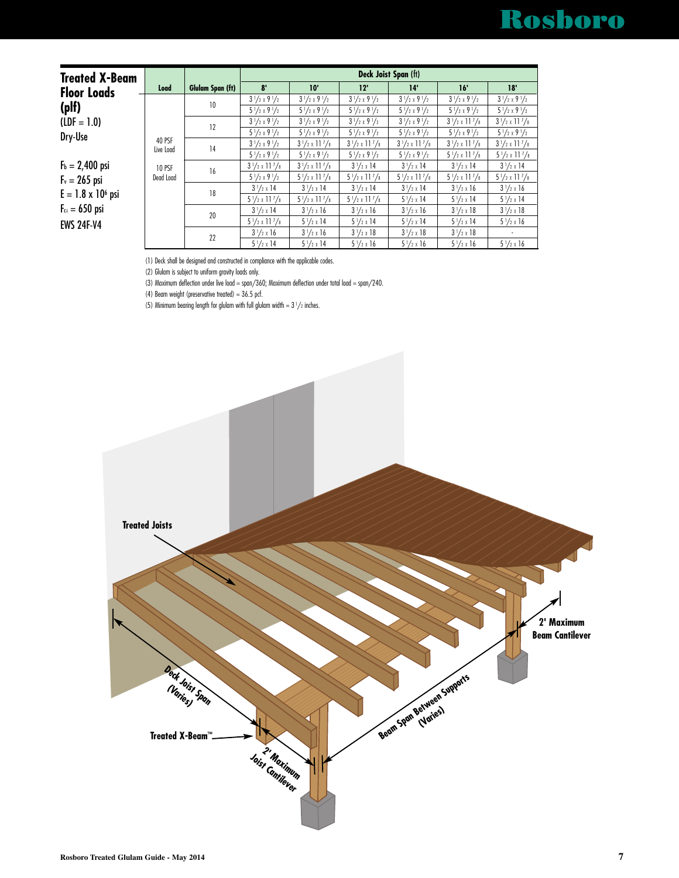## Treated X-Beam Floor Loads (plf)

(LDF = 1.0)

Dry-Use

$F_b$ = 2,400 psi

$F_v$ = 265 psi

E = 1.8 x $10^6$ psi

$F_{c\perp}$ = 650 psi

EWS 24F-V4

| Load | Glulam Span (ft) | Deck Joist Span (ft) | | | | | |
|---|---|---|---|---|---|---|---|
| | | 8' | 10' | 12' | 14' | 16' | 18' |
| 40 PSF Live Load / 10 PSF Dead Load | 10 | 3 1/2 x 9 1/2 | 3 1/2 x 9 1/2 | 3 1/2 x 9 1/2 | 3 1/2 x 9 1/2 | 3 1/2 x 9 1/2 | 3 1/2 x 9 1/2 |
| | | 5 1/2 x 9 1/2 | 5 1/2 x 9 1/2 | 5 1/2 x 9 1/2 | 5 1/2 x 9 1/2 | 5 1/2 x 9 1/2 | 5 1/2 x 9 1/2 |
| | 12 | 3 1/2 x 9 1/2 | 3 1/2 x 9 1/2 | 3 1/2 x 9 1/2 | 3 1/2 x 9 1/2 | 3 1/2 x 11 7/8 | 3 1/2 x 11 7/8 |
| | | 5 1/2 x 9 1/2 | 5 1/2 x 9 1/2 | 5 1/2 x 9 1/2 | 5 1/2 x 9 1/2 | 5 1/2 x 9 1/2 | 5 1/2 x 9 1/2 |
| | 14 | 3 1/2 x 9 1/2 | 3 1/2 x 11 7/8 | 3 1/2 x 11 7/8 | 3 1/2 x 11 7/8 | 3 1/2 x 11 7/8 | 3 1/2 x 11 7/8 |
| | | 5 1/2 x 9 1/2 | 5 1/2 x 9 1/2 | 5 1/2 x 9 1/2 | 5 1/2 x 9 1/2 | 5 1/2 x 11 7/8 | 5 1/2 x 11 7/8 |
| | 16 | 3 1/2 x 11 7/8 | 3 1/2 x 11 7/8 | 3 1/2 x 14 | 3 1/2 x 14 | 3 1/2 x 14 | 3 1/2 x 14 |
| | | 5 1/2 x 9 1/2 | 5 1/2 x 11 7/8 | 5 1/2 x 11 7/8 | 5 1/2 x 11 7/8 | 5 1/2 x 11 7/8 | 5 1/2 x 11 7/8 |
| | 18 | 3 1/2 x 14 | 3 1/2 x 14 | 3 1/2 x 14 | 3 1/2 x 14 | 3 1/2 x 16 | 3 1/2 x 16 |
| | | 5 1/2 x 11 7/8 | 5 1/2 x 11 7/8 | 5 1/2 x 11 7/8 | 5 1/2 x 14 | 5 1/2 x 14 | 5 1/2 x 14 |
| | 20 | 3 1/2 x 14 | 3 1/2 x 16 | 3 1/2 x 16 | 3 1/2 x 16 | 3 1/2 x 18 | 3 1/2 x 18 |
| | | 5 1/2 x 11 7/8 | 5 1/2 x 14 | 5 1/2 x 14 | 5 1/2 x 14 | 5 1/2 x 14 | 5 1/2 x 16 |
| | 22 | 3 1/2 x 16 | 3 1/2 x 16 | 3 1/2 x 18 | 3 1/2 x 18 | 3 1/2 x 18 | - |
| | | 5 1/2 x 14 | 5 1/2 x 14 | 5 1/2 x 16 | 5 1/2 x 16 | 5 1/2 x 16 | 5 1/2 x 16 |

(1) Deck shall be designed and constructed in compliance with the applicable codes.

(2) Glulam is subject to uniform gravity loads only.

(3) Maximum deflection under live load = span/360; Maximum deflection under total load = span/240.

(4) Beam weight (preservative treated) = 36.5 pcf.

(5) Minimum bearing length for glulam with full glulam width = 3 1/2 inches.

Treated Joists

Deck Joist Span (Varies)

Treated X-Beam™

2' Maximum Joist Cantilever

Beam Span Between Supports (Varies)

2' Maximum Beam Cantilever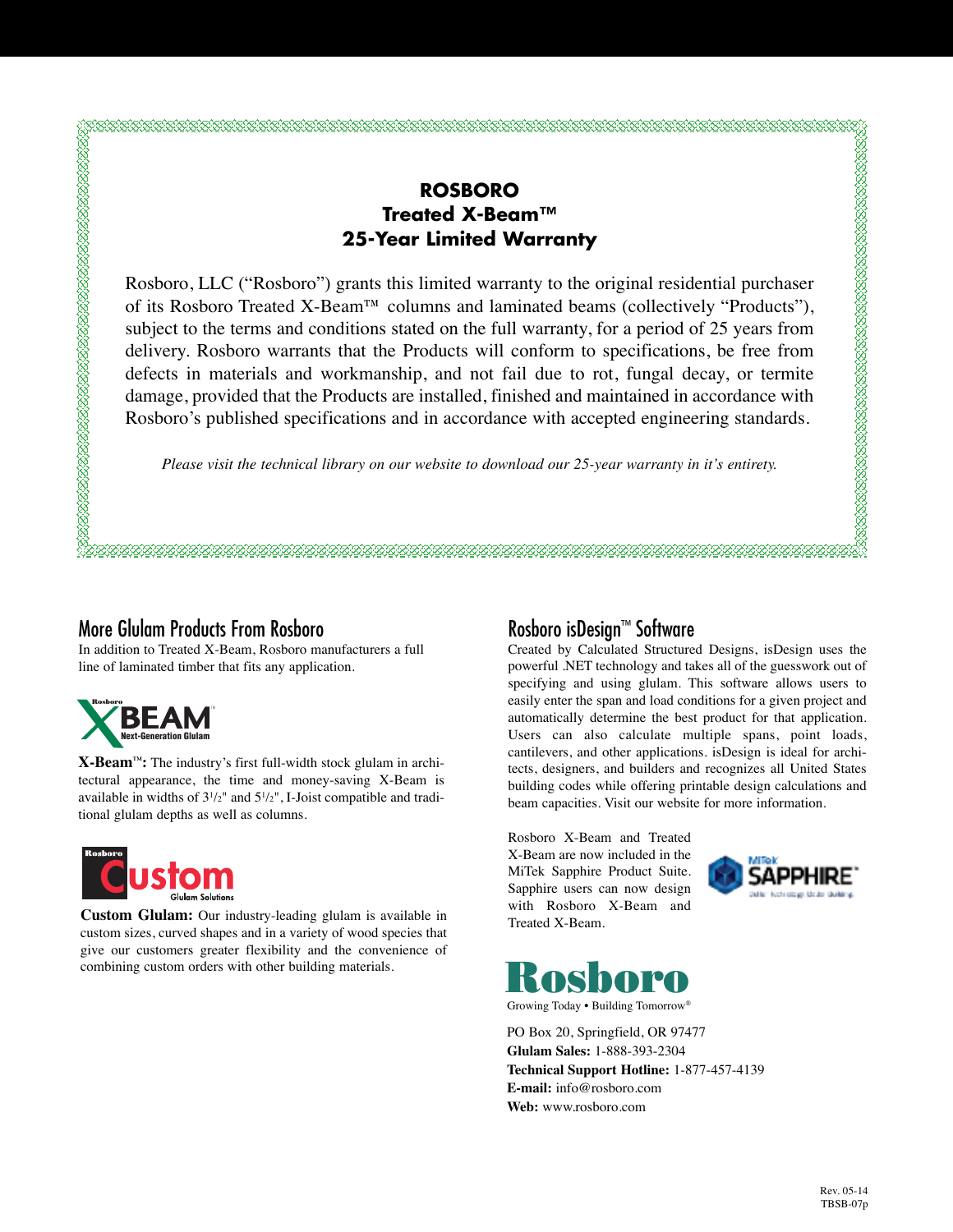**ROSBORO**
**Treated X-Beam™**
**25-Year Limited Warranty**

Rosboro, LLC ("Rosboro") grants this limited warranty to the original residential purchaser of its Rosboro Treated X-Beam™ columns and laminated beams (collectively "Products"), subject to the terms and conditions stated on the full warranty, for a period of 25 years from delivery. Rosboro warrants that the Products will conform to specifications, be free from defects in materials and workmanship, and not fail due to rot, fungal decay, or termite damage, provided that the Products are installed, finished and maintained in accordance with Rosboro's published specifications and in accordance with accepted engineering standards.

*Please visit the technical library on our website to download our 25-year warranty in it's entirety.*

## More Glulam Products From Rosboro

In addition to Treated X-Beam, Rosboro manufacturers a full line of laminated timber that fits any application.

Rosboro XBEAM™ Next-Generation Glulam

**X-Beam™:** The industry's first full-width stock glulam in architectural appearance, the time and money-saving X-Beam is available in widths of 3½" and 5½", I-Joist compatible and traditional glulam depths as well as columns.

Rosboro Custom Glulam Solutions

**Custom Glulam:** Our industry-leading glulam is available in custom sizes, curved shapes and in a variety of wood species that give our customers greater flexibility and the convenience of combining custom orders with other building materials.

## Rosboro isDesign™ Software

Created by Calculated Structured Designs, isDesign uses the powerful .NET technology and takes all of the guesswork out of specifying and using glulam. This software allows users to easily enter the span and load conditions for a given project and automatically determine the best product for that application. Users can also calculate multiple spans, point loads, cantilevers, and other applications. isDesign is ideal for architects, designers, and builders and recognizes all United States building codes while offering printable design calculations and beam capacities. Visit our website for more information.

Rosboro X-Beam and Treated X-Beam are now included in the MiTek Sapphire Product Suite. Sapphire users can now design with Rosboro X-Beam and Treated X-Beam.

MiTek SAPPHIRE™

**Rosboro**

Growing Today • Building Tomorrow®

PO Box 20, Springfield, OR 97477
**Glulam Sales:** 1-888-393-2304
**Technical Support Hotline:** 1-877-457-4139
**E-mail:** info@rosboro.com
**Web:** www.rosboro.com

Rev. 05-14
TBSB-07p